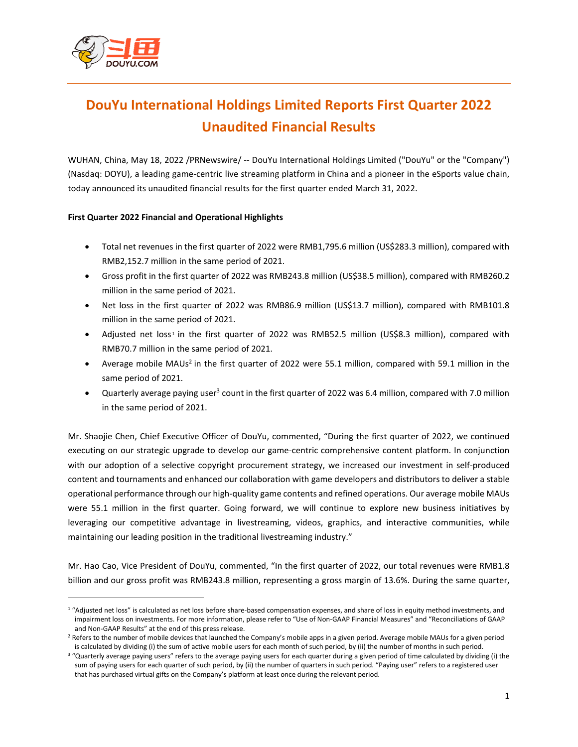# DouYu International Holdings Limited Reports First Quarter 2022 Unaudited Financial Results

WUHAN, China, May 18, 2022 /PRNewswire/ -- DouYu International Holdings Limited ("DouYu" or the "Company") (Nasdaq: DOYU), a leading game-centric live streaming platform in China and a pioneer in the eSports value chain, today announced its unaudited financial results for the first quarter ended March 31, 2022.

**First Quarter 2022 Financial and Operational Highlights**

- Total net revenues in the first quarter of 2022 were RMB1,795.6 million (US$283.3 million), compared with RMB2,152.7 million in the same period of 2021.
- Gross profit in the first quarter of 2022 was RMB243.8 million (US$38.5 million), compared with RMB260.2 million in the same period of 2021.
- Net loss in the first quarter of 2022 was RMB86.9 million (US$13.7 million), compared with RMB101.8 million in the same period of 2021.
- Adjusted net loss[1] in the first quarter of 2022 was RMB52.5 million (US$8.3 million), compared with RMB70.7 million in the same period of 2021.
- Average mobile MAUs[2] in the first quarter of 2022 were 55.1 million, compared with 59.1 million in the same period of 2021.
- Quarterly average paying user[3] count in the first quarter of 2022 was 6.4 million, compared with 7.0 million in the same period of 2021.

Mr. Shaojie Chen, Chief Executive Officer of DouYu, commented, "During the first quarter of 2022, we continued executing on our strategic upgrade to develop our game-centric comprehensive content platform. In conjunction with our adoption of a selective copyright procurement strategy, we increased our investment in self-produced content and tournaments and enhanced our collaboration with game developers and distributors to deliver a stable operational performance through our high-quality game contents and refined operations. Our average mobile MAUs were 55.1 million in the first quarter. Going forward, we will continue to explore new business initiatives by leveraging our competitive advantage in livestreaming, videos, graphics, and interactive communities, while maintaining our leading position in the traditional livestreaming industry."

Mr. Hao Cao, Vice President of DouYu, commented, "In the first quarter of 2022, our total revenues were RMB1.8 billion and our gross profit was RMB243.8 million, representing a gross margin of 13.6%. During the same quarter,

---

[1] "Adjusted net loss" is calculated as net loss before share-based compensation expenses, and share of loss in equity method investments, and impairment loss on investments. For more information, please refer to "Use of Non-GAAP Financial Measures" and "Reconciliations of GAAP and Non-GAAP Results" at the end of this press release.

[2] Refers to the number of mobile devices that launched the Company's mobile apps in a given period. Average mobile MAUs for a given period is calculated by dividing (i) the sum of active mobile users for each month of such period, by (ii) the number of months in such period.

[3] "Quarterly average paying users" refers to the average paying users for each quarter during a given period of time calculated by dividing (i) the sum of paying users for each quarter of such period, by (ii) the number of quarters in such period. "Paying user" refers to a registered user that has purchased virtual gifts on the Company's platform at least once during the relevant period.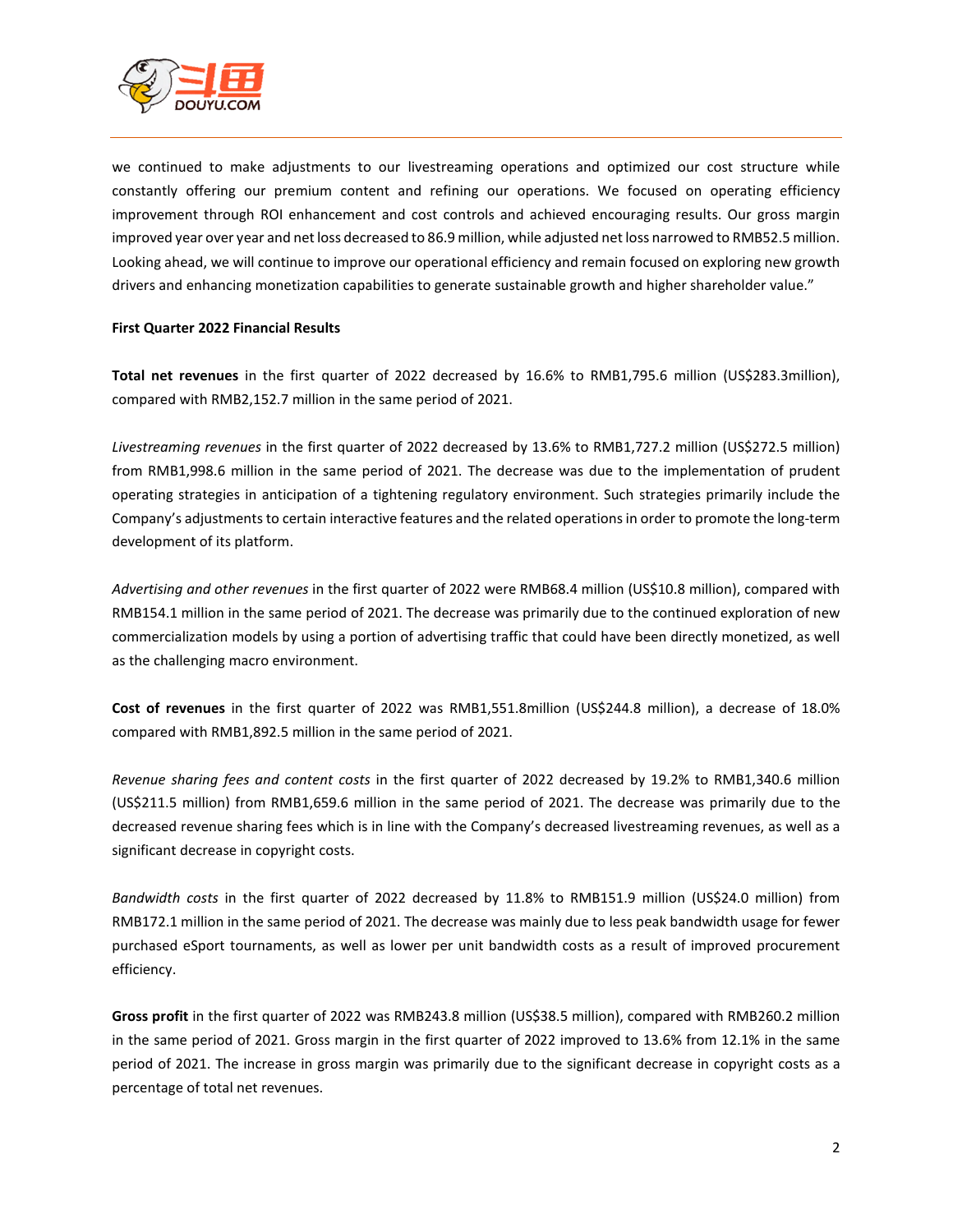we continued to make adjustments to our livestreaming operations and optimized our cost structure while constantly offering our premium content and refining our operations. We focused on operating efficiency improvement through ROI enhancement and cost controls and achieved encouraging results. Our gross margin improved year over year and net loss decreased to 86.9 million, while adjusted net loss narrowed to RMB52.5 million. Looking ahead, we will continue to improve our operational efficiency and remain focused on exploring new growth drivers and enhancing monetization capabilities to generate sustainable growth and higher shareholder value."

**First Quarter 2022 Financial Results**

**Total net revenues** in the first quarter of 2022 decreased by 16.6% to RMB1,795.6 million (US$283.3million), compared with RMB2,152.7 million in the same period of 2021.

*Livestreaming revenues* in the first quarter of 2022 decreased by 13.6% to RMB1,727.2 million (US$272.5 million) from RMB1,998.6 million in the same period of 2021. The decrease was due to the implementation of prudent operating strategies in anticipation of a tightening regulatory environment. Such strategies primarily include the Company's adjustments to certain interactive features and the related operations in order to promote the long-term development of its platform.

*Advertising and other revenues* in the first quarter of 2022 were RMB68.4 million (US$10.8 million), compared with RMB154.1 million in the same period of 2021. The decrease was primarily due to the continued exploration of new commercialization models by using a portion of advertising traffic that could have been directly monetized, as well as the challenging macro environment.

**Cost of revenues** in the first quarter of 2022 was RMB1,551.8million (US$244.8 million), a decrease of 18.0% compared with RMB1,892.5 million in the same period of 2021.

*Revenue sharing fees and content costs* in the first quarter of 2022 decreased by 19.2% to RMB1,340.6 million (US$211.5 million) from RMB1,659.6 million in the same period of 2021. The decrease was primarily due to the decreased revenue sharing fees which is in line with the Company's decreased livestreaming revenues, as well as a significant decrease in copyright costs.

*Bandwidth costs* in the first quarter of 2022 decreased by 11.8% to RMB151.9 million (US$24.0 million) from RMB172.1 million in the same period of 2021. The decrease was mainly due to less peak bandwidth usage for fewer purchased eSport tournaments, as well as lower per unit bandwidth costs as a result of improved procurement efficiency.

**Gross profit** in the first quarter of 2022 was RMB243.8 million (US$38.5 million), compared with RMB260.2 million in the same period of 2021. Gross margin in the first quarter of 2022 improved to 13.6% from 12.1% in the same period of 2021. The increase in gross margin was primarily due to the significant decrease in copyright costs as a percentage of total net revenues.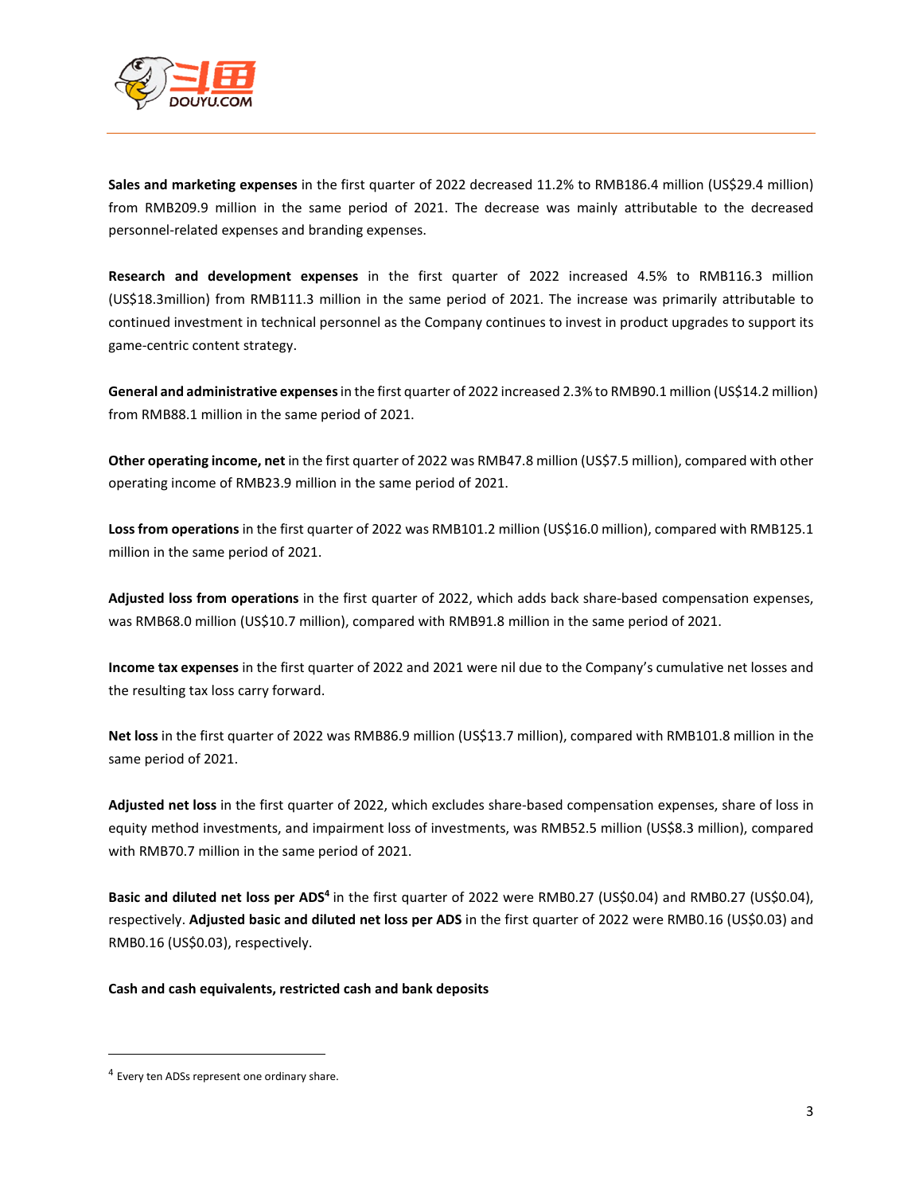**Sales and marketing expenses** in the first quarter of 2022 decreased 11.2% to RMB186.4 million (US$29.4 million) from RMB209.9 million in the same period of 2021. The decrease was mainly attributable to the decreased personnel-related expenses and branding expenses.

**Research and development expenses** in the first quarter of 2022 increased 4.5% to RMB116.3 million (US$18.3million) from RMB111.3 million in the same period of 2021. The increase was primarily attributable to continued investment in technical personnel as the Company continues to invest in product upgrades to support its game-centric content strategy.

**General and administrative expenses** in the first quarter of 2022 increased 2.3% to RMB90.1 million (US$14.2 million) from RMB88.1 million in the same period of 2021.

**Other operating income, net** in the first quarter of 2022 was RMB47.8 million (US$7.5 million), compared with other operating income of RMB23.9 million in the same period of 2021.

**Loss from operations** in the first quarter of 2022 was RMB101.2 million (US$16.0 million), compared with RMB125.1 million in the same period of 2021.

**Adjusted loss from operations** in the first quarter of 2022, which adds back share-based compensation expenses, was RMB68.0 million (US$10.7 million), compared with RMB91.8 million in the same period of 2021.

**Income tax expenses** in the first quarter of 2022 and 2021 were nil due to the Company's cumulative net losses and the resulting tax loss carry forward.

**Net loss** in the first quarter of 2022 was RMB86.9 million (US$13.7 million), compared with RMB101.8 million in the same period of 2021.

**Adjusted net loss** in the first quarter of 2022, which excludes share-based compensation expenses, share of loss in equity method investments, and impairment loss of investments, was RMB52.5 million (US$8.3 million), compared with RMB70.7 million in the same period of 2021.

**Basic and diluted net loss per ADS**[4] in the first quarter of 2022 were RMB0.27 (US$0.04) and RMB0.27 (US$0.04), respectively. **Adjusted basic and diluted net loss per ADS** in the first quarter of 2022 were RMB0.16 (US$0.03) and RMB0.16 (US$0.03), respectively.

**Cash and cash equivalents, restricted cash and bank deposits**

[4] Every ten ADSs represent one ordinary share.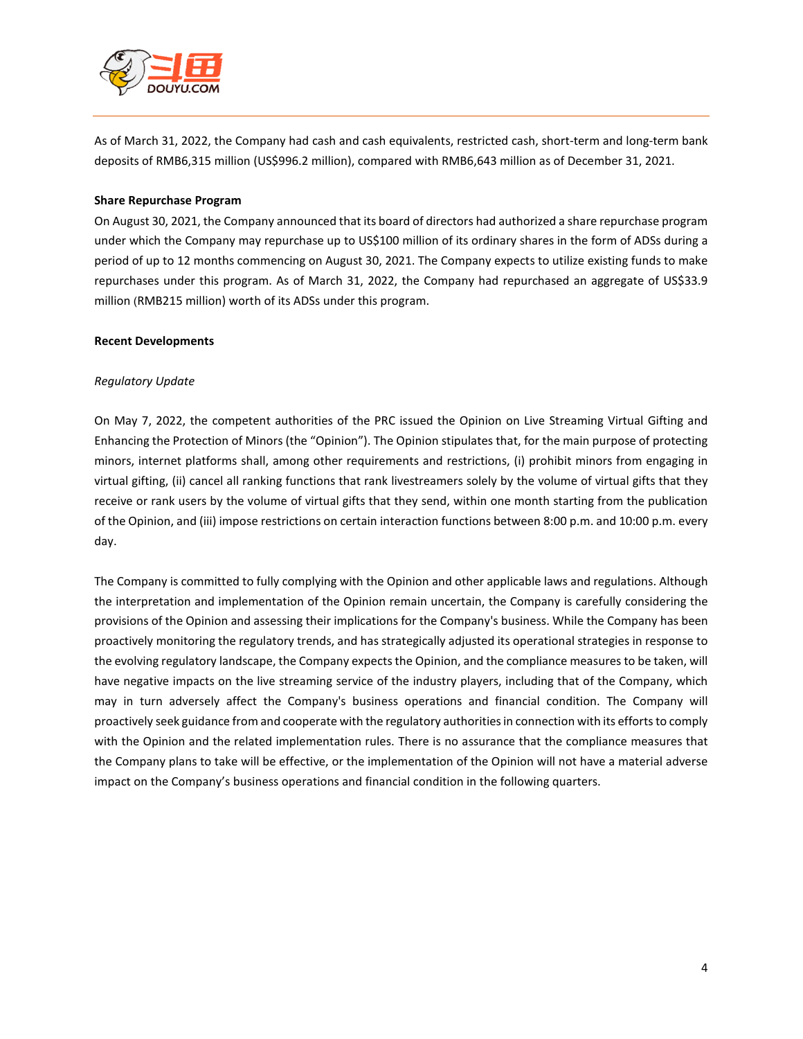As of March 31, 2022, the Company had cash and cash equivalents, restricted cash, short-term and long-term bank deposits of RMB6,315 million (US$996.2 million), compared with RMB6,643 million as of December 31, 2021.

**Share Repurchase Program**

On August 30, 2021, the Company announced that its board of directors had authorized a share repurchase program under which the Company may repurchase up to US$100 million of its ordinary shares in the form of ADSs during a period of up to 12 months commencing on August 30, 2021. The Company expects to utilize existing funds to make repurchases under this program. As of March 31, 2022, the Company had repurchased an aggregate of US$33.9 million (RMB215 million) worth of its ADSs under this program.

**Recent Developments**

*Regulatory Update*

On May 7, 2022, the competent authorities of the PRC issued the Opinion on Live Streaming Virtual Gifting and Enhancing the Protection of Minors (the "Opinion"). The Opinion stipulates that, for the main purpose of protecting minors, internet platforms shall, among other requirements and restrictions, (i) prohibit minors from engaging in virtual gifting, (ii) cancel all ranking functions that rank livestreamers solely by the volume of virtual gifts that they receive or rank users by the volume of virtual gifts that they send, within one month starting from the publication of the Opinion, and (iii) impose restrictions on certain interaction functions between 8:00 p.m. and 10:00 p.m. every day.

The Company is committed to fully complying with the Opinion and other applicable laws and regulations. Although the interpretation and implementation of the Opinion remain uncertain, the Company is carefully considering the provisions of the Opinion and assessing their implications for the Company's business. While the Company has been proactively monitoring the regulatory trends, and has strategically adjusted its operational strategies in response to the evolving regulatory landscape, the Company expects the Opinion, and the compliance measures to be taken, will have negative impacts on the live streaming service of the industry players, including that of the Company, which may in turn adversely affect the Company's business operations and financial condition. The Company will proactively seek guidance from and cooperate with the regulatory authorities in connection with its efforts to comply with the Opinion and the related implementation rules. There is no assurance that the compliance measures that the Company plans to take will be effective, or the implementation of the Opinion will not have a material adverse impact on the Company's business operations and financial condition in the following quarters.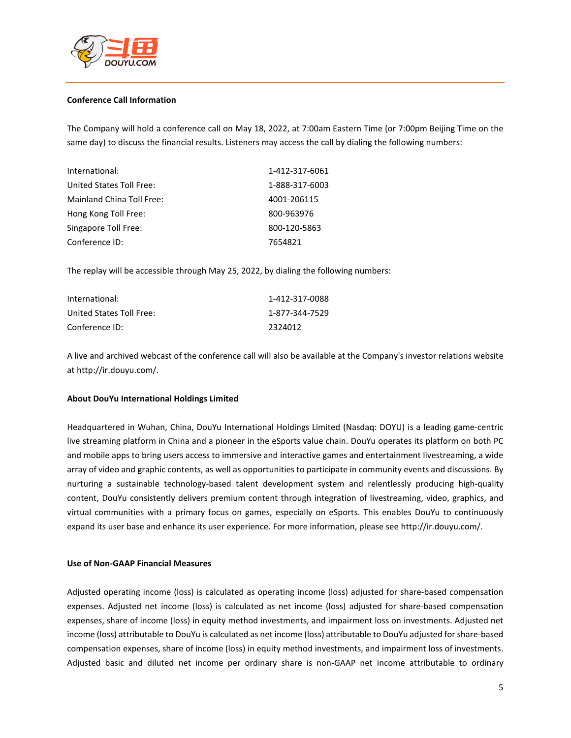**Conference Call Information**

The Company will hold a conference call on May 18, 2022, at 7:00am Eastern Time (or 7:00pm Beijing Time on the same day) to discuss the financial results. Listeners may access the call by dialing the following numbers:

| | |
|---|---|
| International: | 1-412-317-6061 |
| United States Toll Free: | 1-888-317-6003 |
| Mainland China Toll Free: | 4001-206115 |
| Hong Kong Toll Free: | 800-963976 |
| Singapore Toll Free: | 800-120-5863 |
| Conference ID: | 7654821 |

The replay will be accessible through May 25, 2022, by dialing the following numbers:

| | |
|---|---|
| International: | 1-412-317-0088 |
| United States Toll Free: | 1-877-344-7529 |
| Conference ID: | 2324012 |

A live and archived webcast of the conference call will also be available at the Company's investor relations website at http://ir.douyu.com/.

**About DouYu International Holdings Limited**

Headquartered in Wuhan, China, DouYu International Holdings Limited (Nasdaq: DOYU) is a leading game-centric live streaming platform in China and a pioneer in the eSports value chain. DouYu operates its platform on both PC and mobile apps to bring users access to immersive and interactive games and entertainment livestreaming, a wide array of video and graphic contents, as well as opportunities to participate in community events and discussions. By nurturing a sustainable technology-based talent development system and relentlessly producing high-quality content, DouYu consistently delivers premium content through integration of livestreaming, video, graphics, and virtual communities with a primary focus on games, especially on eSports. This enables DouYu to continuously expand its user base and enhance its user experience. For more information, please see http://ir.douyu.com/.

**Use of Non-GAAP Financial Measures**

Adjusted operating income (loss) is calculated as operating income (loss) adjusted for share-based compensation expenses. Adjusted net income (loss) is calculated as net income (loss) adjusted for share-based compensation expenses, share of income (loss) in equity method investments, and impairment loss on investments. Adjusted net income (loss) attributable to DouYu is calculated as net income (loss) attributable to DouYu adjusted for share-based compensation expenses, share of income (loss) in equity method investments, and impairment loss of investments. Adjusted basic and diluted net income per ordinary share is non-GAAP net income attributable to ordinary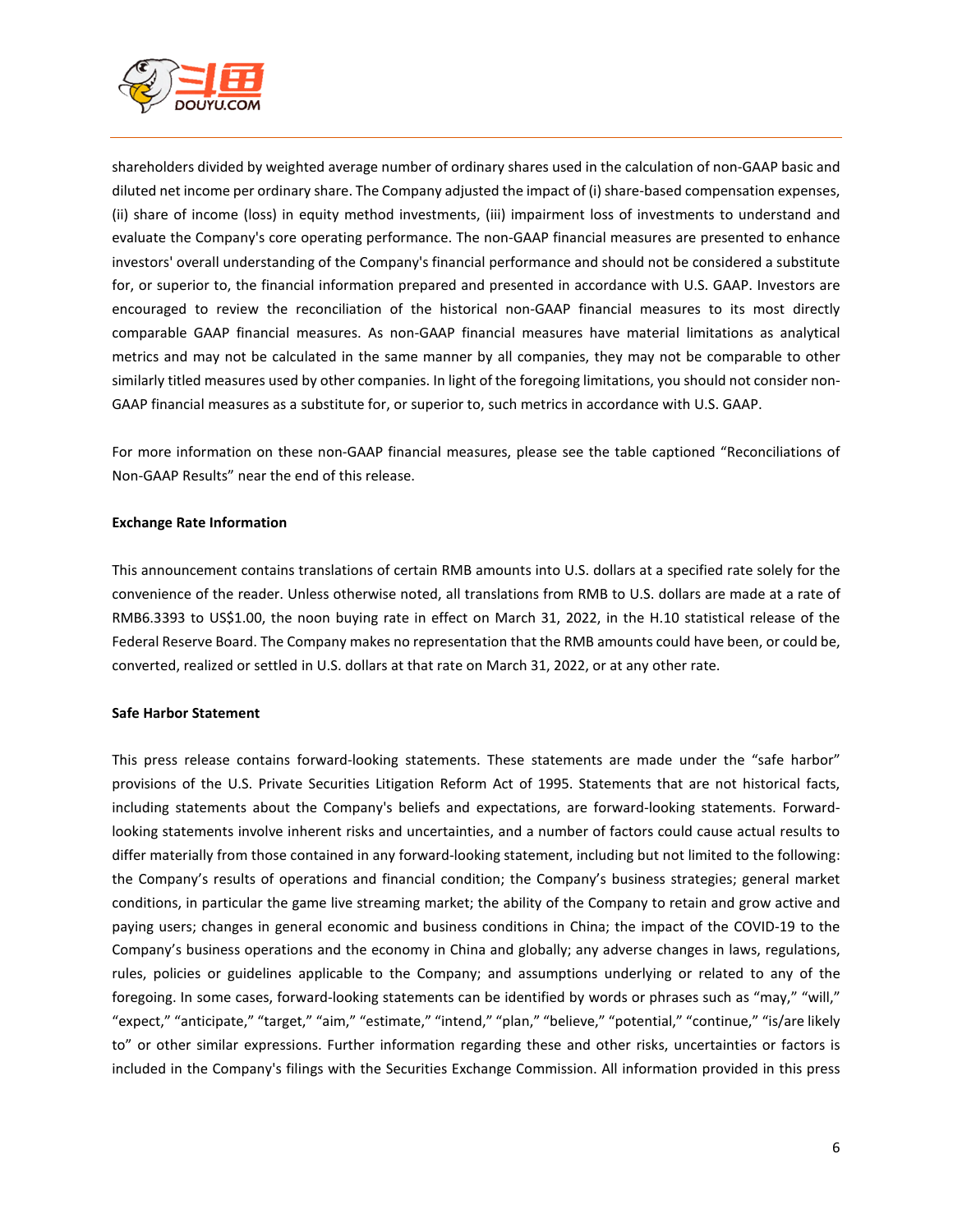shareholders divided by weighted average number of ordinary shares used in the calculation of non-GAAP basic and diluted net income per ordinary share. The Company adjusted the impact of (i) share-based compensation expenses, (ii) share of income (loss) in equity method investments, (iii) impairment loss of investments to understand and evaluate the Company's core operating performance. The non-GAAP financial measures are presented to enhance investors' overall understanding of the Company's financial performance and should not be considered a substitute for, or superior to, the financial information prepared and presented in accordance with U.S. GAAP. Investors are encouraged to review the reconciliation of the historical non-GAAP financial measures to its most directly comparable GAAP financial measures. As non-GAAP financial measures have material limitations as analytical metrics and may not be calculated in the same manner by all companies, they may not be comparable to other similarly titled measures used by other companies. In light of the foregoing limitations, you should not consider non-GAAP financial measures as a substitute for, or superior to, such metrics in accordance with U.S. GAAP.

For more information on these non-GAAP financial measures, please see the table captioned "Reconciliations of Non-GAAP Results" near the end of this release.

**Exchange Rate Information**

This announcement contains translations of certain RMB amounts into U.S. dollars at a specified rate solely for the convenience of the reader. Unless otherwise noted, all translations from RMB to U.S. dollars are made at a rate of RMB6.3393 to US$1.00, the noon buying rate in effect on March 31, 2022, in the H.10 statistical release of the Federal Reserve Board. The Company makes no representation that the RMB amounts could have been, or could be, converted, realized or settled in U.S. dollars at that rate on March 31, 2022, or at any other rate.

**Safe Harbor Statement**

This press release contains forward-looking statements. These statements are made under the "safe harbor" provisions of the U.S. Private Securities Litigation Reform Act of 1995. Statements that are not historical facts, including statements about the Company's beliefs and expectations, are forward-looking statements. Forward-looking statements involve inherent risks and uncertainties, and a number of factors could cause actual results to differ materially from those contained in any forward-looking statement, including but not limited to the following: the Company's results of operations and financial condition; the Company's business strategies; general market conditions, in particular the game live streaming market; the ability of the Company to retain and grow active and paying users; changes in general economic and business conditions in China; the impact of the COVID-19 to the Company's business operations and the economy in China and globally; any adverse changes in laws, regulations, rules, policies or guidelines applicable to the Company; and assumptions underlying or related to any of the foregoing. In some cases, forward-looking statements can be identified by words or phrases such as "may," "will," "expect," "anticipate," "target," "aim," "estimate," "intend," "plan," "believe," "potential," "continue," "is/are likely to" or other similar expressions. Further information regarding these and other risks, uncertainties or factors is included in the Company's filings with the Securities Exchange Commission. All information provided in this press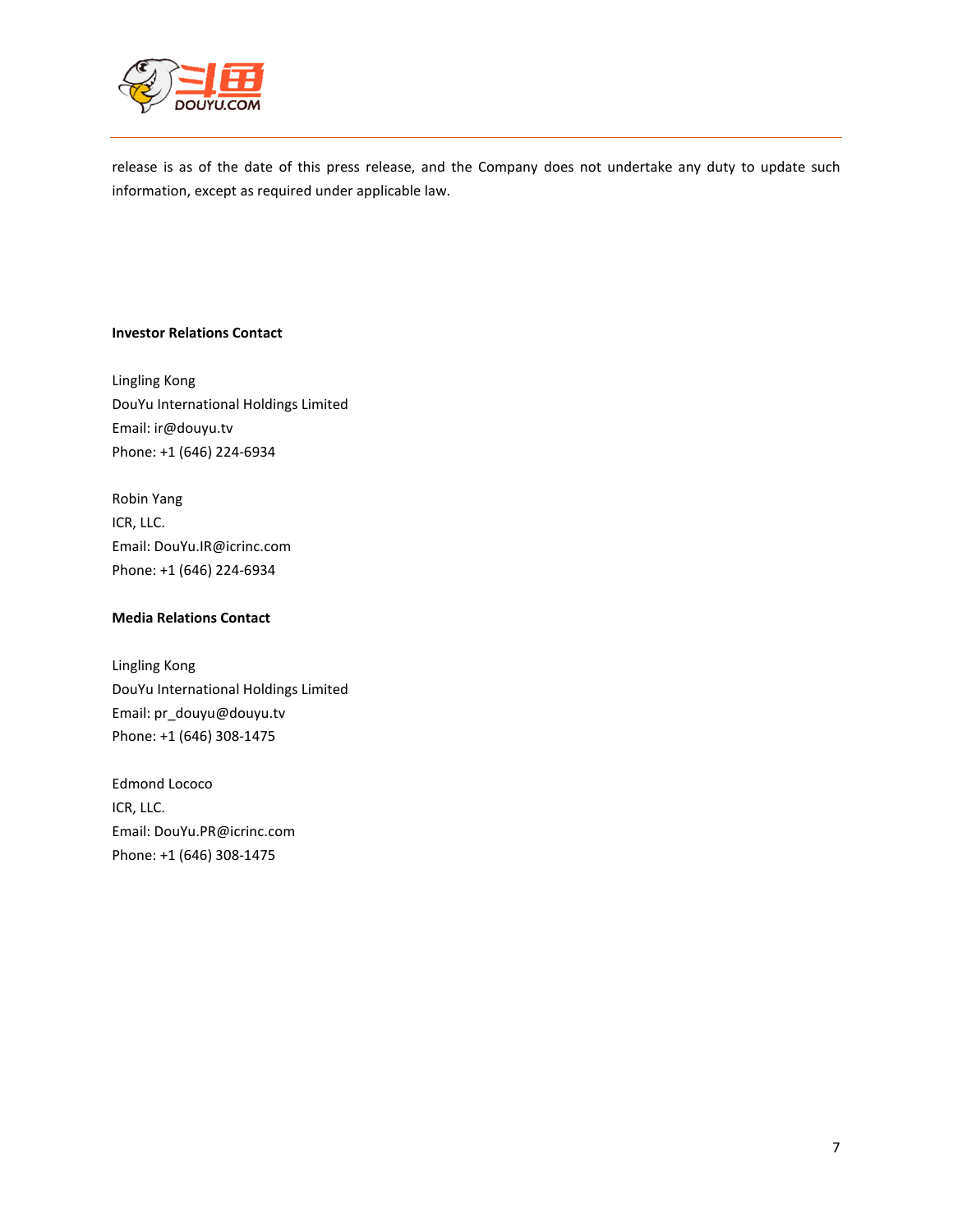release is as of the date of this press release, and the Company does not undertake any duty to update such information, except as required under applicable law.

**Investor Relations Contact**

Lingling Kong
DouYu International Holdings Limited
Email: ir@douyu.tv
Phone: +1 (646) 224-6934

Robin Yang
ICR, LLC.
Email: DouYu.IR@icrinc.com
Phone: +1 (646) 224-6934

**Media Relations Contact**

Lingling Kong
DouYu International Holdings Limited
Email: pr_douyu@douyu.tv
Phone: +1 (646) 308-1475

Edmond Lococo
ICR, LLC.
Email: DouYu.PR@icrinc.com
Phone: +1 (646) 308-1475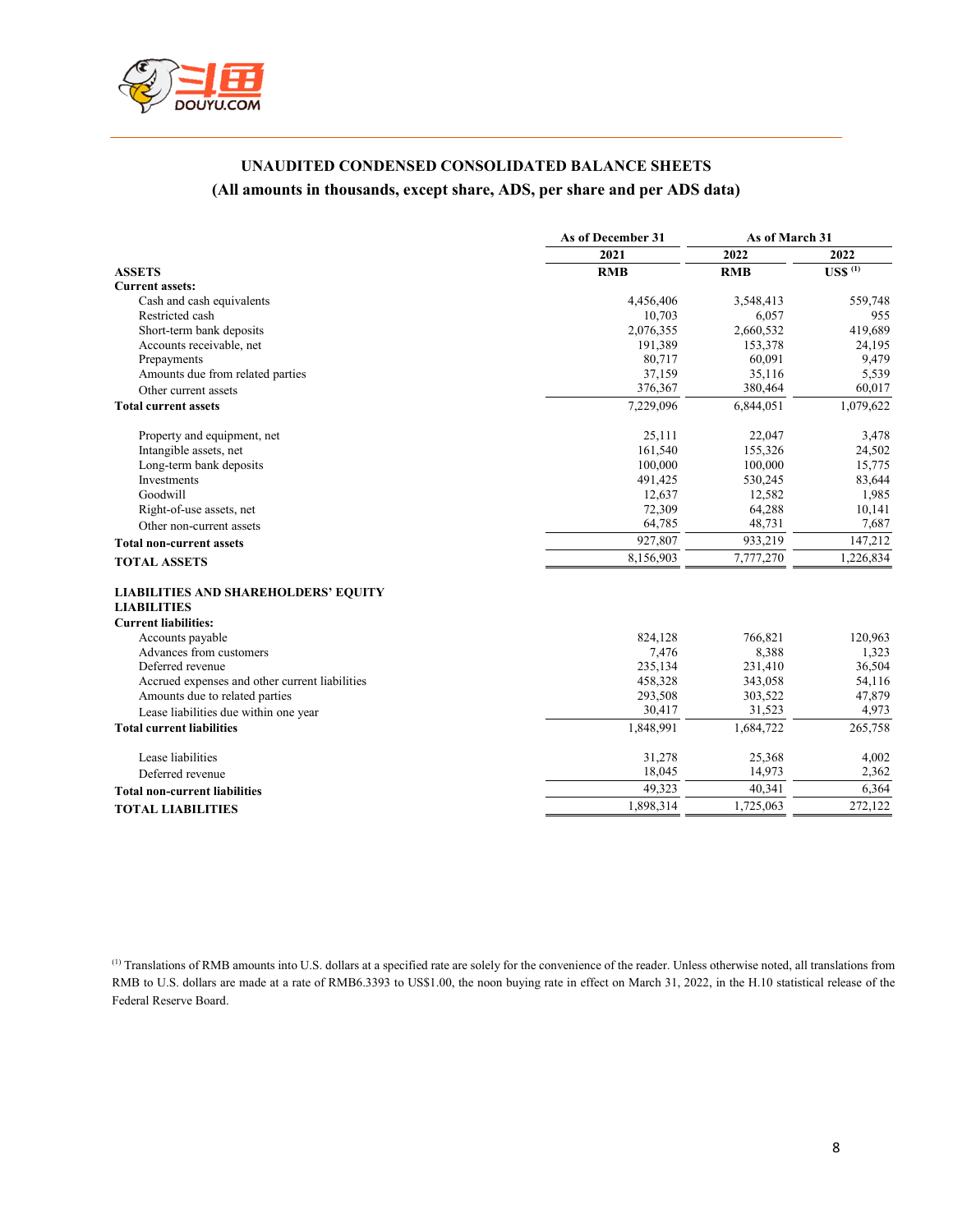## UNAUDITED CONDENSED CONSOLIDATED BALANCE SHEETS

### (All amounts in thousands, except share, ADS, per share and per ADS data)

| | As of December 31 | As of March 31 | |
|---|---|---|---|
| | 2021 | 2022 | 2022 |
| **ASSETS** | **RMB** | **RMB** | **US$ [(1)]** |
| **Current assets:** | | | |
| Cash and cash equivalents | 4,456,406 | 3,548,413 | 559,748 |
| Restricted cash | 10,703 | 6,057 | 955 |
| Short-term bank deposits | 2,076,355 | 2,660,532 | 419,689 |
| Accounts receivable, net | 191,389 | 153,378 | 24,195 |
| Prepayments | 80,717 | 60,091 | 9,479 |
| Amounts due from related parties | 37,159 | 35,116 | 5,539 |
| Other current assets | 376,367 | 380,464 | 60,017 |
| **Total current assets** | 7,229,096 | 6,844,051 | 1,079,622 |
| | | | |
| Property and equipment, net | 25,111 | 22,047 | 3,478 |
| Intangible assets, net | 161,540 | 155,326 | 24,502 |
| Long-term bank deposits | 100,000 | 100,000 | 15,775 |
| Investments | 491,425 | 530,245 | 83,644 |
| Goodwill | 12,637 | 12,582 | 1,985 |
| Right-of-use assets, net | 72,309 | 64,288 | 10,141 |
| Other non-current assets | 64,785 | 48,731 | 7,687 |
| **Total non-current assets** | 927,807 | 933,219 | 147,212 |
| **TOTAL ASSETS** | 8,156,903 | 7,777,270 | 1,226,834 |
| | | | |
| **LIABILITIES AND SHAREHOLDERS' EQUITY** | | | |
| **LIABILITIES** | | | |
| **Current liabilities:** | | | |
| Accounts payable | 824,128 | 766,821 | 120,963 |
| Advances from customers | 7,476 | 8,388 | 1,323 |
| Deferred revenue | 235,134 | 231,410 | 36,504 |
| Accrued expenses and other current liabilities | 458,328 | 343,058 | 54,116 |
| Amounts due to related parties | 293,508 | 303,522 | 47,879 |
| Lease liabilities due within one year | 30,417 | 31,523 | 4,973 |
| **Total current liabilities** | 1,848,991 | 1,684,722 | 265,758 |
| | | | |
| Lease liabilities | 31,278 | 25,368 | 4,002 |
| Deferred revenue | 18,045 | 14,973 | 2,362 |
| **Total non-current liabilities** | 49,323 | 40,341 | 6,364 |
| **TOTAL LIABILITIES** | 1,898,314 | 1,725,063 | 272,122 |

[(1)] Translations of RMB amounts into U.S. dollars at a specified rate are solely for the convenience of the reader. Unless otherwise noted, all translations from RMB to U.S. dollars are made at a rate of RMB6.3393 to US$1.00, the noon buying rate in effect on March 31, 2022, in the H.10 statistical release of the Federal Reserve Board.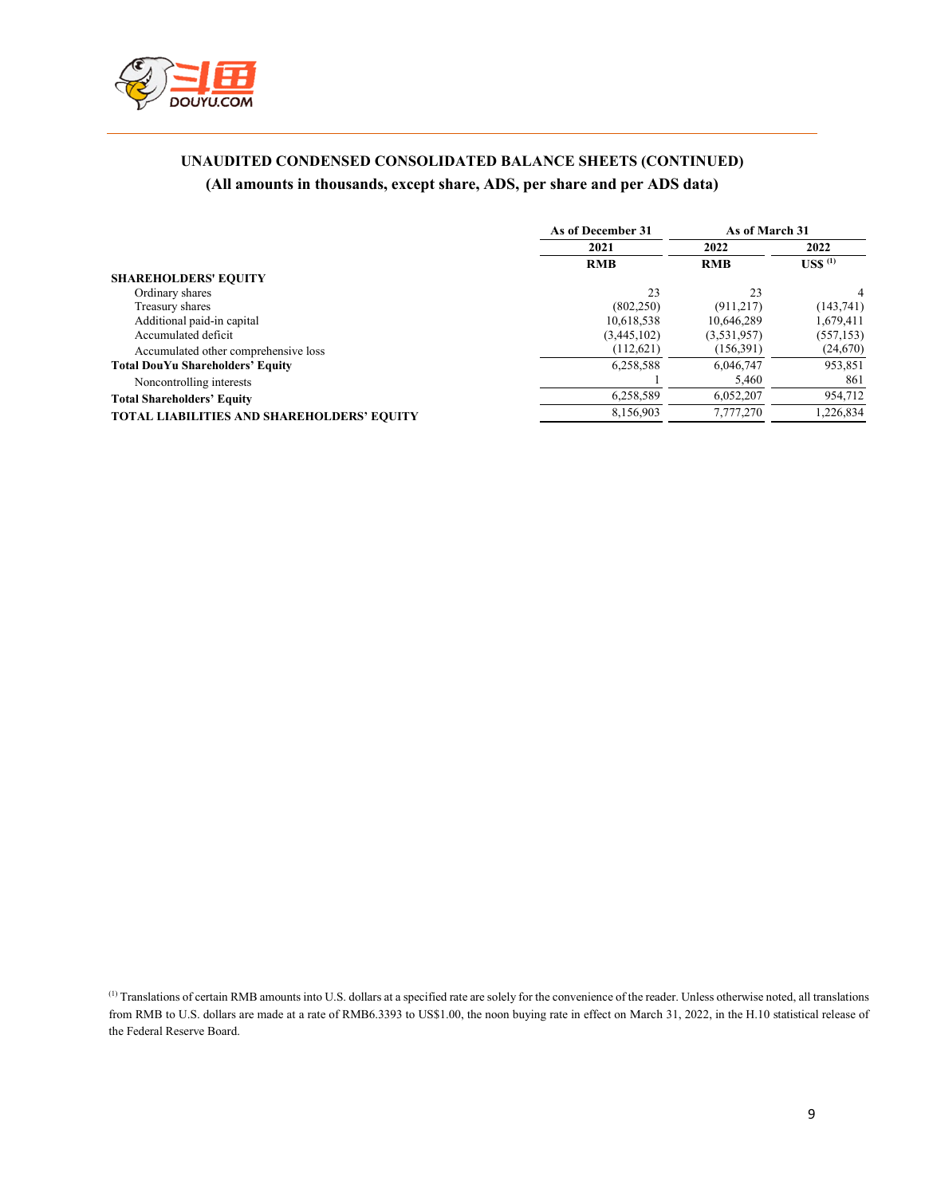## UNAUDITED CONDENSED CONSOLIDATED BALANCE SHEETS (CONTINUED)
### (All amounts in thousands, except share, ADS, per share and per ADS data)

| | As of December 31 | As of March 31 | |
|---|---|---|---|
| | 2021 | 2022 | 2022 |
| | RMB | RMB | US$ [1] |
| **SHAREHOLDERS' EQUITY** | | | |
| Ordinary shares | 23 | 23 | 4 |
| Treasury shares | (802,250) | (911,217) | (143,741) |
| Additional paid-in capital | 10,618,538 | 10,646,289 | 1,679,411 |
| Accumulated deficit | (3,445,102) | (3,531,957) | (557,153) |
| Accumulated other comprehensive loss | (112,621) | (156,391) | (24,670) |
| **Total DouYu Shareholders' Equity** | 6,258,588 | 6,046,747 | 953,851 |
| Noncontrolling interests | 1 | 5,460 | 861 |
| **Total Shareholders' Equity** | 6,258,589 | 6,052,207 | 954,712 |
| **TOTAL LIABILITIES AND SHAREHOLDERS' EQUITY** | 8,156,903 | 7,777,270 | 1,226,834 |

[1] Translations of certain RMB amounts into U.S. dollars at a specified rate are solely for the convenience of the reader. Unless otherwise noted, all translations from RMB to U.S. dollars are made at a rate of RMB6.3393 to US$1.00, the noon buying rate in effect on March 31, 2022, in the H.10 statistical release of the Federal Reserve Board.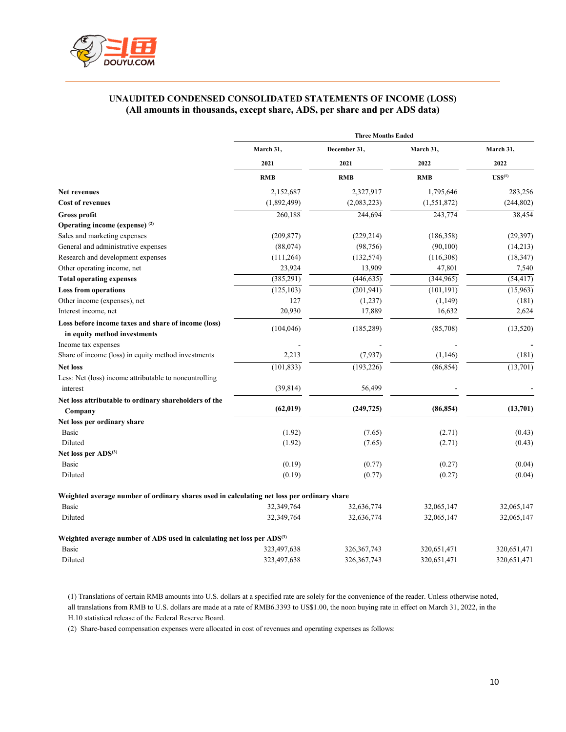## UNAUDITED CONDENSED CONSOLIDATED STATEMENTS OF INCOME (LOSS)
## (All amounts in thousands, except share, ADS, per share and per ADS data)

| | Three Months Ended | | | |
|---|---|---|---|---|
| | March 31, 2021 | December 31, 2021 | March 31, 2022 | March 31, 2022 |
| | RMB | RMB | RMB | US$[1] |
| **Net revenues** | 2,152,687 | 2,327,917 | 1,795,646 | 283,256 |
| **Cost of revenues** | (1,892,499) | (2,083,223) | (1,551,872) | (244,802) |
| **Gross profit** | 260,188 | 244,694 | 243,774 | 38,454 |
| **Operating income (expense)** [2] | | | | |
| Sales and marketing expenses | (209,877) | (229,214) | (186,358) | (29,397) |
| General and administrative expenses | (88,074) | (98,756) | (90,100) | (14,213) |
| Research and development expenses | (111,264) | (132,574) | (116,308) | (18,347) |
| Other operating income, net | 23,924 | 13,909 | 47,801 | 7,540 |
| **Total operating expenses** | (385,291) | (446,635) | (344,965) | (54,417) |
| **Loss from operations** | (125,103) | (201,941) | (101,191) | (15,963) |
| Other income (expenses), net | 127 | (1,237) | (1,149) | (181) |
| Interest income, net | 20,930 | 17,889 | 16,632 | 2,624 |
| **Loss before income taxes and share of income (loss) in equity method investments** | (104,046) | (185,289) | (85,708) | (13,520) |
| Income tax expenses | - | - | - | - |
| Share of income (loss) in equity method investments | 2,213 | (7,937) | (1,146) | (181) |
| **Net loss** | (101,833) | (193,226) | (86,854) | (13,701) |
| Less: Net (loss) income attributable to noncontrolling interest | (39,814) | 56,499 | - | - |
| **Net loss attributable to ordinary shareholders of the Company** | **(62,019)** | **(249,725)** | **(86,854)** | **(13,701)** |
| **Net loss per ordinary share** | | | | |
| Basic | (1.92) | (7.65) | (2.71) | (0.43) |
| Diluted | (1.92) | (7.65) | (2.71) | (0.43) |
| **Net loss per ADS**[3] | | | | |
| Basic | (0.19) | (0.77) | (0.27) | (0.04) |
| Diluted | (0.19) | (0.77) | (0.27) | (0.04) |
| **Weighted average number of ordinary shares used in calculating net loss per ordinary share** | | | | |
| Basic | 32,349,764 | 32,636,774 | 32,065,147 | 32,065,147 |
| Diluted | 32,349,764 | 32,636,774 | 32,065,147 | 32,065,147 |
| **Weighted average number of ADS used in calculating net loss per ADS**[3] | | | | |
| Basic | 323,497,638 | 326,367,743 | 320,651,471 | 320,651,471 |
| Diluted | 323,497,638 | 326,367,743 | 320,651,471 | 320,651,471 |

(1) Translations of certain RMB amounts into U.S. dollars at a specified rate are solely for the convenience of the reader. Unless otherwise noted, all translations from RMB to U.S. dollars are made at a rate of RMB6.3393 to US$1.00, the noon buying rate in effect on March 31, 2022, in the H.10 statistical release of the Federal Reserve Board.

(2) Share-based compensation expenses were allocated in cost of revenues and operating expenses as follows: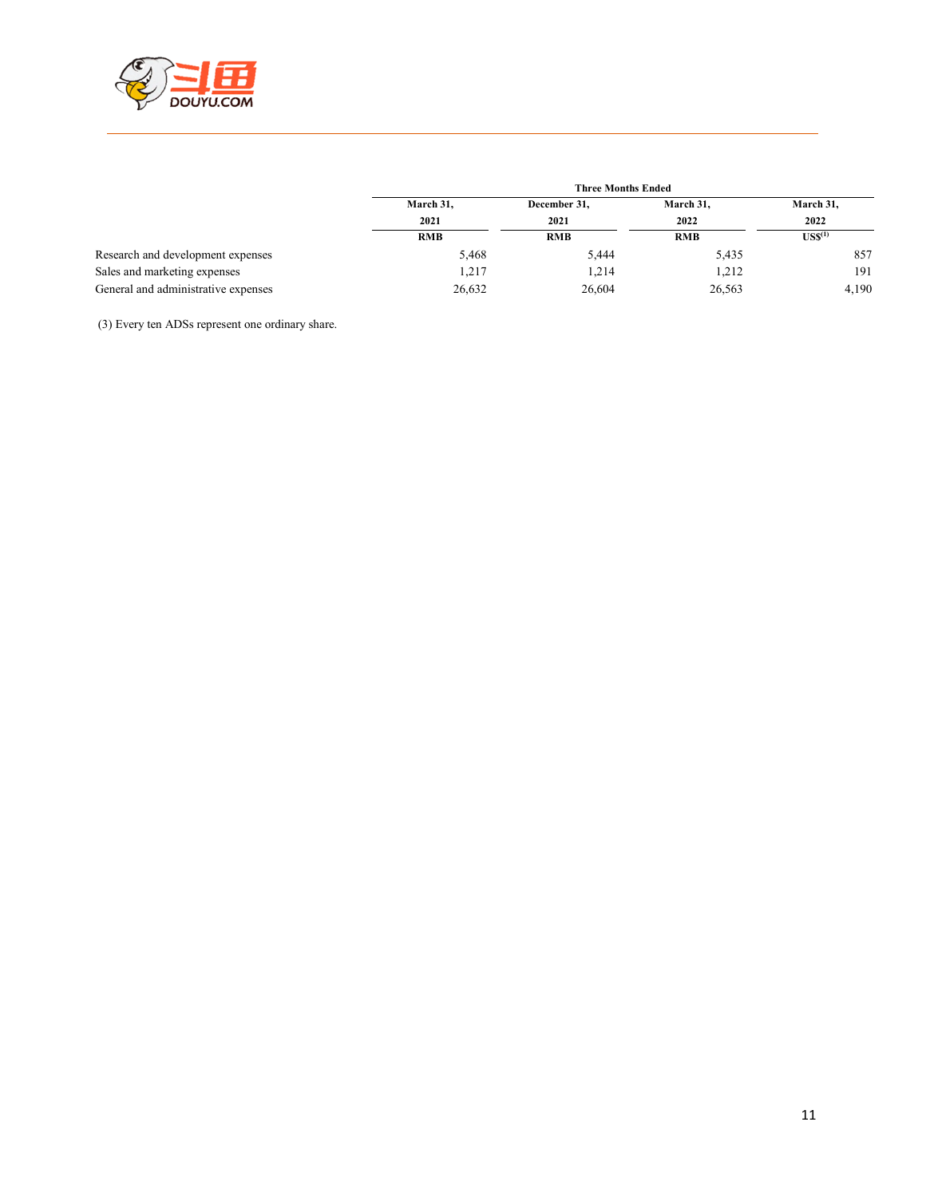| | Three Months Ended | | | |
|---|---|---|---|---|
| | March 31, 2021 | December 31, 2021 | March 31, 2022 | March 31, 2022 |
| | RMB | RMB | RMB | US$[1] |
| Research and development expenses | 5,468 | 5,444 | 5,435 | 857 |
| Sales and marketing expenses | 1,217 | 1,214 | 1,212 | 191 |
| General and administrative expenses | 26,632 | 26,604 | 26,563 | 4,190 |

(3) Every ten ADSs represent one ordinary share.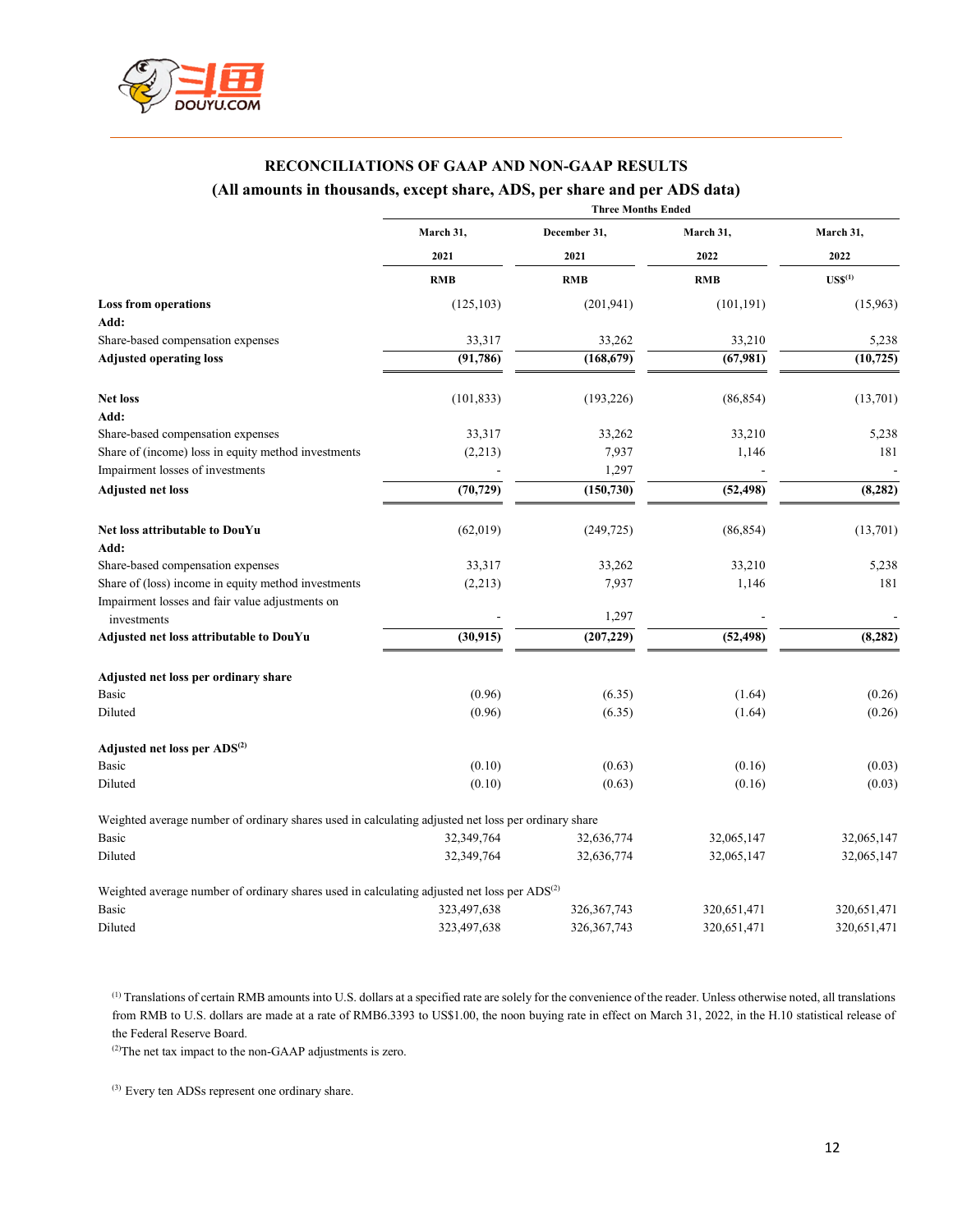## RECONCILIATIONS OF GAAP AND NON-GAAP RESULTS

**(All amounts in thousands, except share, ADS, per share and per ADS data)**

| | Three Months Ended | | | |
|---|---|---|---|---|
| | March 31, 2021 | December 31, 2021 | March 31, 2022 | March 31, 2022 |
| | RMB | RMB | RMB | US$[1] |
| **Loss from operations** | (125,103) | (201,941) | (101,191) | (15,963) |
| **Add:** | | | | |
| Share-based compensation expenses | 33,317 | 33,262 | 33,210 | 5,238 |
| **Adjusted operating loss** | **(91,786)** | **(168,679)** | **(67,981)** | **(10,725)** |
| | | | | |
| **Net loss** | (101,833) | (193,226) | (86,854) | (13,701) |
| **Add:** | | | | |
| Share-based compensation expenses | 33,317 | 33,262 | 33,210 | 5,238 |
| Share of (income) loss in equity method investments | (2,213) | 7,937 | 1,146 | 181 |
| Impairment losses of investments | - | 1,297 | - | - |
| **Adjusted net loss** | **(70,729)** | **(150,730)** | **(52,498)** | **(8,282)** |
| | | | | |
| **Net loss attributable to DouYu** | (62,019) | (249,725) | (86,854) | (13,701) |
| **Add:** | | | | |
| Share-based compensation expenses | 33,317 | 33,262 | 33,210 | 5,238 |
| Share of (loss) income in equity method investments | (2,213) | 7,937 | 1,146 | 181 |
| Impairment losses and fair value adjustments on investments | - | 1,297 | - | - |
| **Adjusted net loss attributable to DouYu** | **(30,915)** | **(207,229)** | **(52,498)** | **(8,282)** |
| | | | | |
| **Adjusted net loss per ordinary share** | | | | |
| Basic | (0.96) | (6.35) | (1.64) | (0.26) |
| Diluted | (0.96) | (6.35) | (1.64) | (0.26) |
| | | | | |
| **Adjusted net loss per ADS**[2] | | | | |
| Basic | (0.10) | (0.63) | (0.16) | (0.03) |
| Diluted | (0.10) | (0.63) | (0.16) | (0.03) |
| | | | | |
| Weighted average number of ordinary shares used in calculating adjusted net loss per ordinary share | | | | |
| Basic | 32,349,764 | 32,636,774 | 32,065,147 | 32,065,147 |
| Diluted | 32,349,764 | 32,636,774 | 32,065,147 | 32,065,147 |
| | | | | |
| Weighted average number of ordinary shares used in calculating adjusted net loss per ADS[2] | | | | |
| Basic | 323,497,638 | 326,367,743 | 320,651,471 | 320,651,471 |
| Diluted | 323,497,638 | 326,367,743 | 320,651,471 | 320,651,471 |

[1] Translations of certain RMB amounts into U.S. dollars at a specified rate are solely for the convenience of the reader. Unless otherwise noted, all translations from RMB to U.S. dollars are made at a rate of RMB6.3393 to US$1.00, the noon buying rate in effect on March 31, 2022, in the H.10 statistical release of the Federal Reserve Board.

[2] The net tax impact to the non-GAAP adjustments is zero.

[3] Every ten ADSs represent one ordinary share.